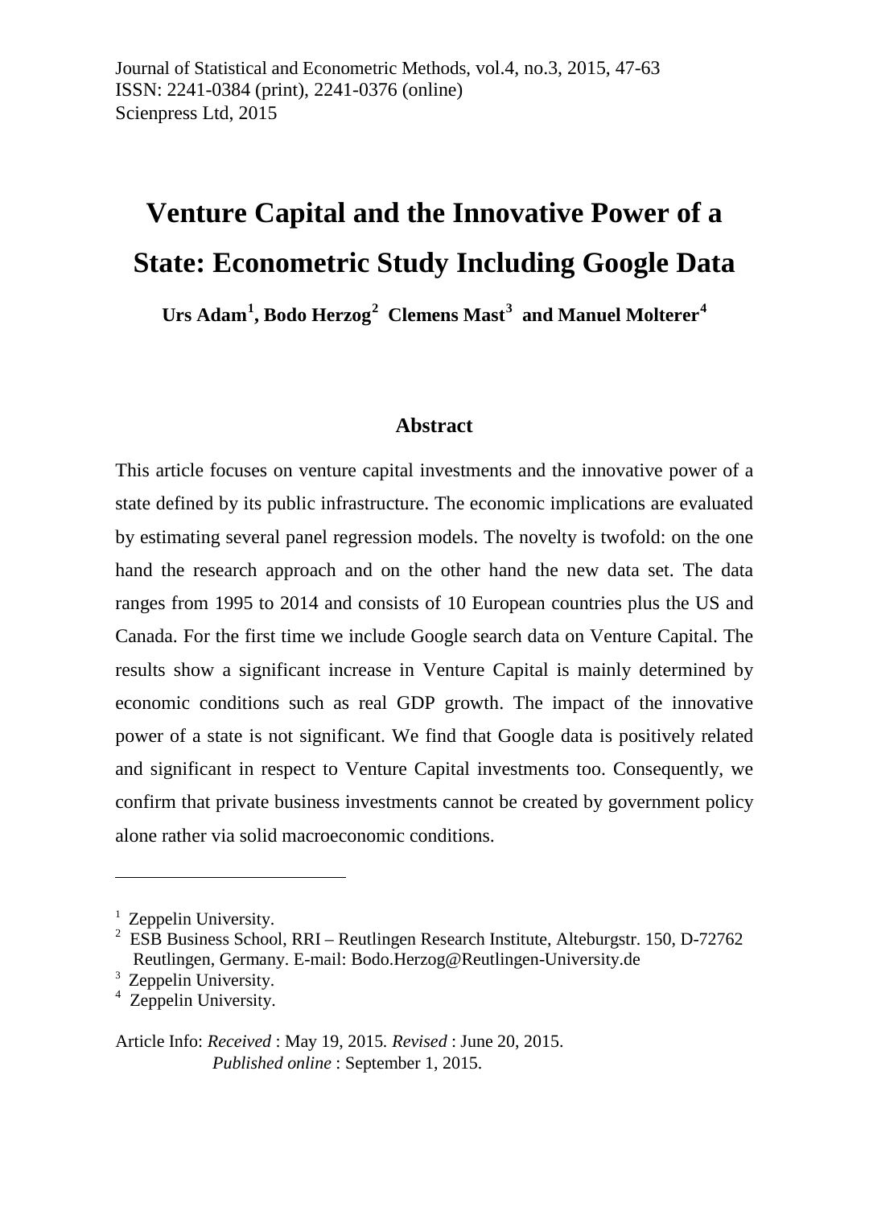Journal of Statistical and Econometric Methods, vol.4, no.3, 2015, 47-63
ISSN: 2241-0384 (print), 2241-0376 (online)
Scienpress Ltd, 2015

# Venture Capital and the Innovative Power of a State: Econometric Study Including Google Data

**Urs Adam[1], Bodo Herzog[2] Clemens Mast[3] and Manuel Molterer[4]**

## Abstract

This article focuses on venture capital investments and the innovative power of a state defined by its public infrastructure. The economic implications are evaluated by estimating several panel regression models. The novelty is twofold: on the one hand the research approach and on the other hand the new data set. The data ranges from 1995 to 2014 and consists of 10 European countries plus the US and Canada. For the first time we include Google search data on Venture Capital. The results show a significant increase in Venture Capital is mainly determined by economic conditions such as real GDP growth. The impact of the innovative power of a state is not significant. We find that Google data is positively related and significant in respect to Venture Capital investments too. Consequently, we confirm that private business investments cannot be created by government policy alone rather via solid macroeconomic conditions.

---

[1] Zeppelin University.
[2] ESB Business School, RRI – Reutlingen Research Institute, Alteburgstr. 150, D-72762 Reutlingen, Germany. E-mail: Bodo.Herzog@Reutlingen-University.de
[3] Zeppelin University.
[4] Zeppelin University.

Article Info: *Received* : May 19, 2015. *Revised* : June 20, 2015.
*Published online* : September 1, 2015.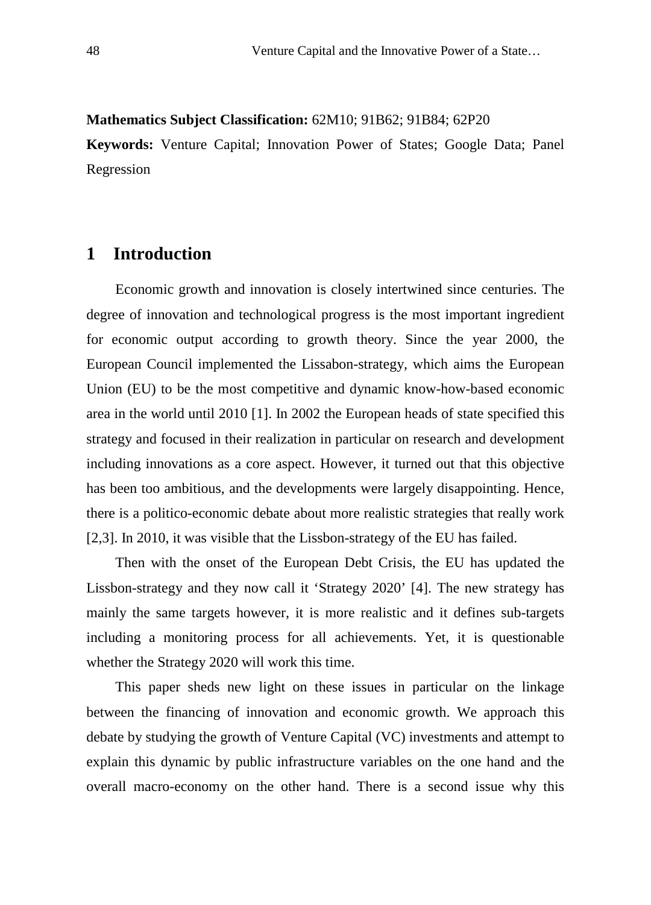**Mathematics Subject Classification:** 62M10; 91B62; 91B84; 62P20

**Keywords:** Venture Capital; Innovation Power of States; Google Data; Panel Regression

# 1 Introduction

Economic growth and innovation is closely intertwined since centuries. The degree of innovation and technological progress is the most important ingredient for economic output according to growth theory. Since the year 2000, the European Council implemented the Lissabon-strategy, which aims the European Union (EU) to be the most competitive and dynamic know-how-based economic area in the world until 2010 [1]. In 2002 the European heads of state specified this strategy and focused in their realization in particular on research and development including innovations as a core aspect. However, it turned out that this objective has been too ambitious, and the developments were largely disappointing. Hence, there is a politico-economic debate about more realistic strategies that really work [2,3]. In 2010, it was visible that the Lissbon-strategy of the EU has failed.

Then with the onset of the European Debt Crisis, the EU has updated the Lissbon-strategy and they now call it 'Strategy 2020' [4]. The new strategy has mainly the same targets however, it is more realistic and it defines sub-targets including a monitoring process for all achievements. Yet, it is questionable whether the Strategy 2020 will work this time.

This paper sheds new light on these issues in particular on the linkage between the financing of innovation and economic growth. We approach this debate by studying the growth of Venture Capital (VC) investments and attempt to explain this dynamic by public infrastructure variables on the one hand and the overall macro-economy on the other hand. There is a second issue why this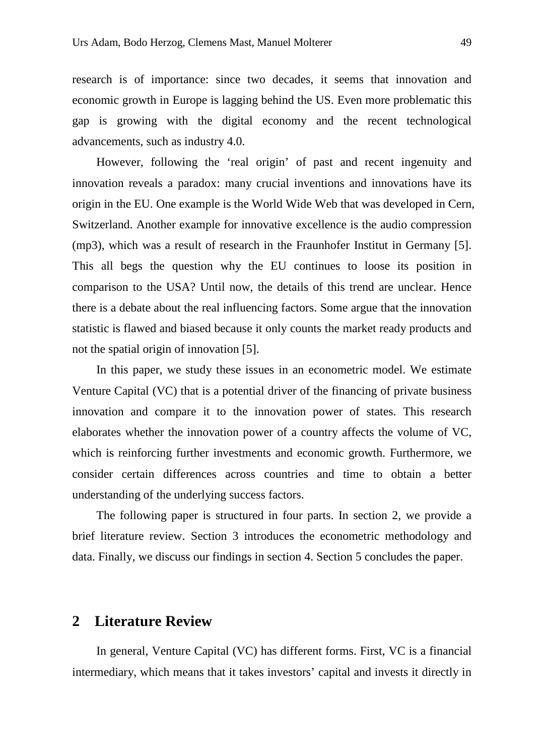research is of importance: since two decades, it seems that innovation and economic growth in Europe is lagging behind the US. Even more problematic this gap is growing with the digital economy and the recent technological advancements, such as industry 4.0.

However, following the ‘real origin’ of past and recent ingenuity and innovation reveals a paradox: many crucial inventions and innovations have its origin in the EU. One example is the World Wide Web that was developed in Cern, Switzerland. Another example for innovative excellence is the audio compression (mp3), which was a result of research in the Fraunhofer Institut in Germany [5]. This all begs the question why the EU continues to loose its position in comparison to the USA? Until now, the details of this trend are unclear. Hence there is a debate about the real influencing factors. Some argue that the innovation statistic is flawed and biased because it only counts the market ready products and not the spatial origin of innovation [5].

In this paper, we study these issues in an econometric model. We estimate Venture Capital (VC) that is a potential driver of the financing of private business innovation and compare it to the innovation power of states. This research elaborates whether the innovation power of a country affects the volume of VC, which is reinforcing further investments and economic growth. Furthermore, we consider certain differences across countries and time to obtain a better understanding of the underlying success factors.

The following paper is structured in four parts. In section 2, we provide a brief literature review. Section 3 introduces the econometric methodology and data. Finally, we discuss our findings in section 4. Section 5 concludes the paper.

## 2 Literature Review

In general, Venture Capital (VC) has different forms. First, VC is a financial intermediary, which means that it takes investors’ capital and invests it directly in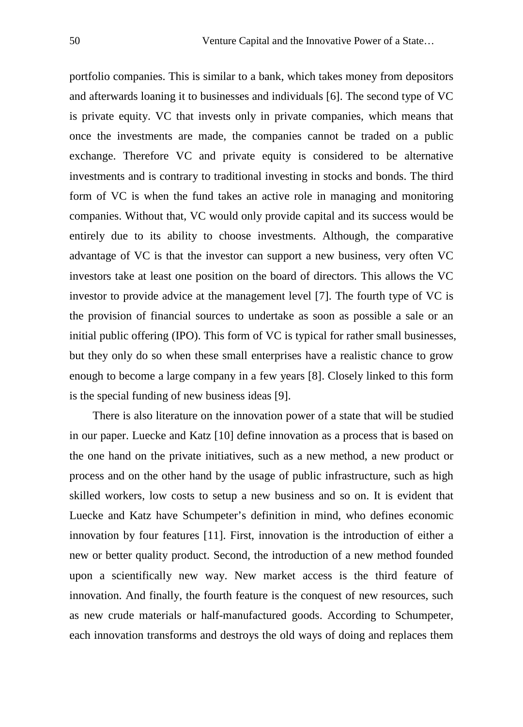portfolio companies. This is similar to a bank, which takes money from depositors and afterwards loaning it to businesses and individuals [6]. The second type of VC is private equity. VC that invests only in private companies, which means that once the investments are made, the companies cannot be traded on a public exchange. Therefore VC and private equity is considered to be alternative investments and is contrary to traditional investing in stocks and bonds. The third form of VC is when the fund takes an active role in managing and monitoring companies. Without that, VC would only provide capital and its success would be entirely due to its ability to choose investments. Although, the comparative advantage of VC is that the investor can support a new business, very often VC investors take at least one position on the board of directors. This allows the VC investor to provide advice at the management level [7]. The fourth type of VC is the provision of financial sources to undertake as soon as possible a sale or an initial public offering (IPO). This form of VC is typical for rather small businesses, but they only do so when these small enterprises have a realistic chance to grow enough to become a large company in a few years [8]. Closely linked to this form is the special funding of new business ideas [9].

There is also literature on the innovation power of a state that will be studied in our paper. Luecke and Katz [10] define innovation as a process that is based on the one hand on the private initiatives, such as a new method, a new product or process and on the other hand by the usage of public infrastructure, such as high skilled workers, low costs to setup a new business and so on. It is evident that Luecke and Katz have Schumpeter's definition in mind, who defines economic innovation by four features [11]. First, innovation is the introduction of either a new or better quality product. Second, the introduction of a new method founded upon a scientifically new way. New market access is the third feature of innovation. And finally, the fourth feature is the conquest of new resources, such as new crude materials or half-manufactured goods. According to Schumpeter, each innovation transforms and destroys the old ways of doing and replaces them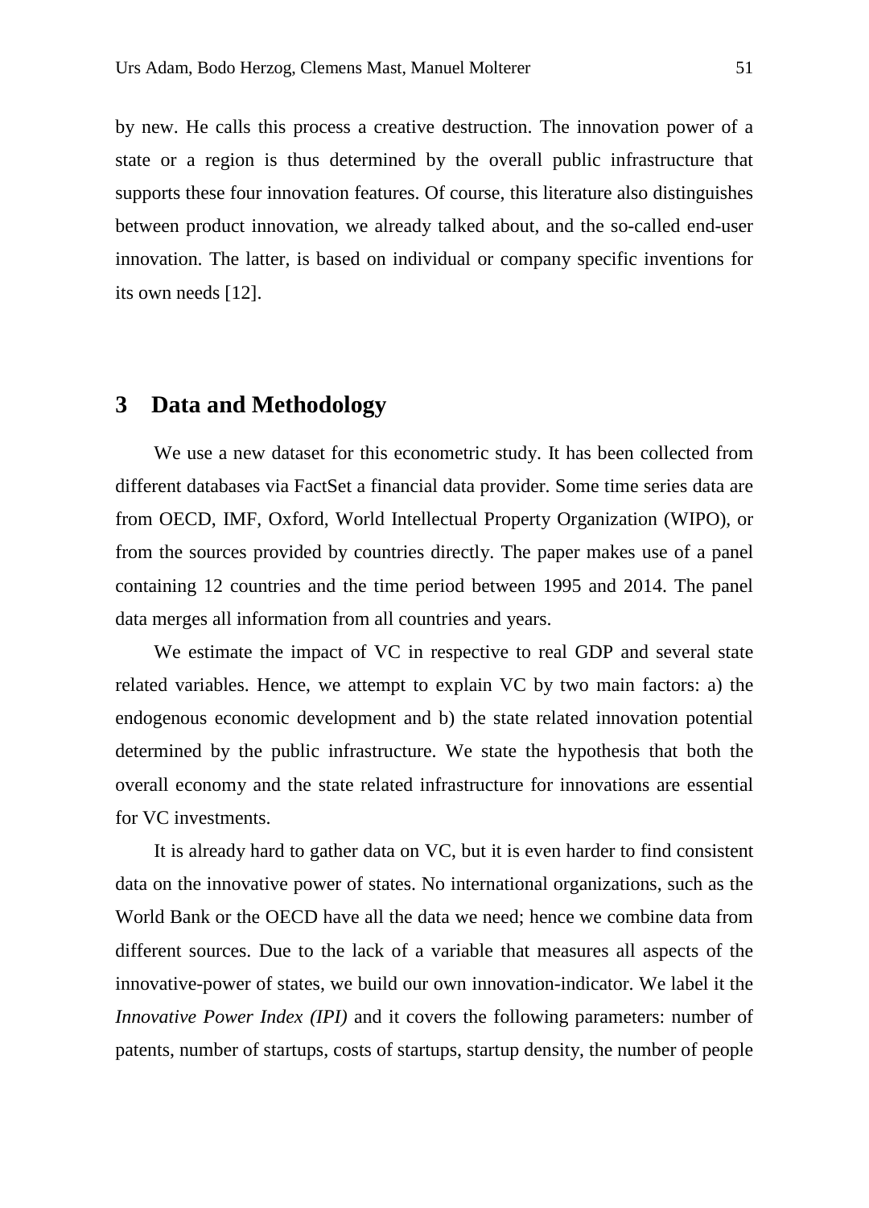by new. He calls this process a creative destruction. The innovation power of a state or a region is thus determined by the overall public infrastructure that supports these four innovation features. Of course, this literature also distinguishes between product innovation, we already talked about, and the so-called end-user innovation. The latter, is based on individual or company specific inventions for its own needs [12].

## 3 Data and Methodology

We use a new dataset for this econometric study. It has been collected from different databases via FactSet a financial data provider. Some time series data are from OECD, IMF, Oxford, World Intellectual Property Organization (WIPO), or from the sources provided by countries directly. The paper makes use of a panel containing 12 countries and the time period between 1995 and 2014. The panel data merges all information from all countries and years.

We estimate the impact of VC in respective to real GDP and several state related variables. Hence, we attempt to explain VC by two main factors: a) the endogenous economic development and b) the state related innovation potential determined by the public infrastructure. We state the hypothesis that both the overall economy and the state related infrastructure for innovations are essential for VC investments.

It is already hard to gather data on VC, but it is even harder to find consistent data on the innovative power of states. No international organizations, such as the World Bank or the OECD have all the data we need; hence we combine data from different sources. Due to the lack of a variable that measures all aspects of the innovative-power of states, we build our own innovation-indicator. We label it the *Innovative Power Index (IPI)* and it covers the following parameters: number of patents, number of startups, costs of startups, startup density, the number of people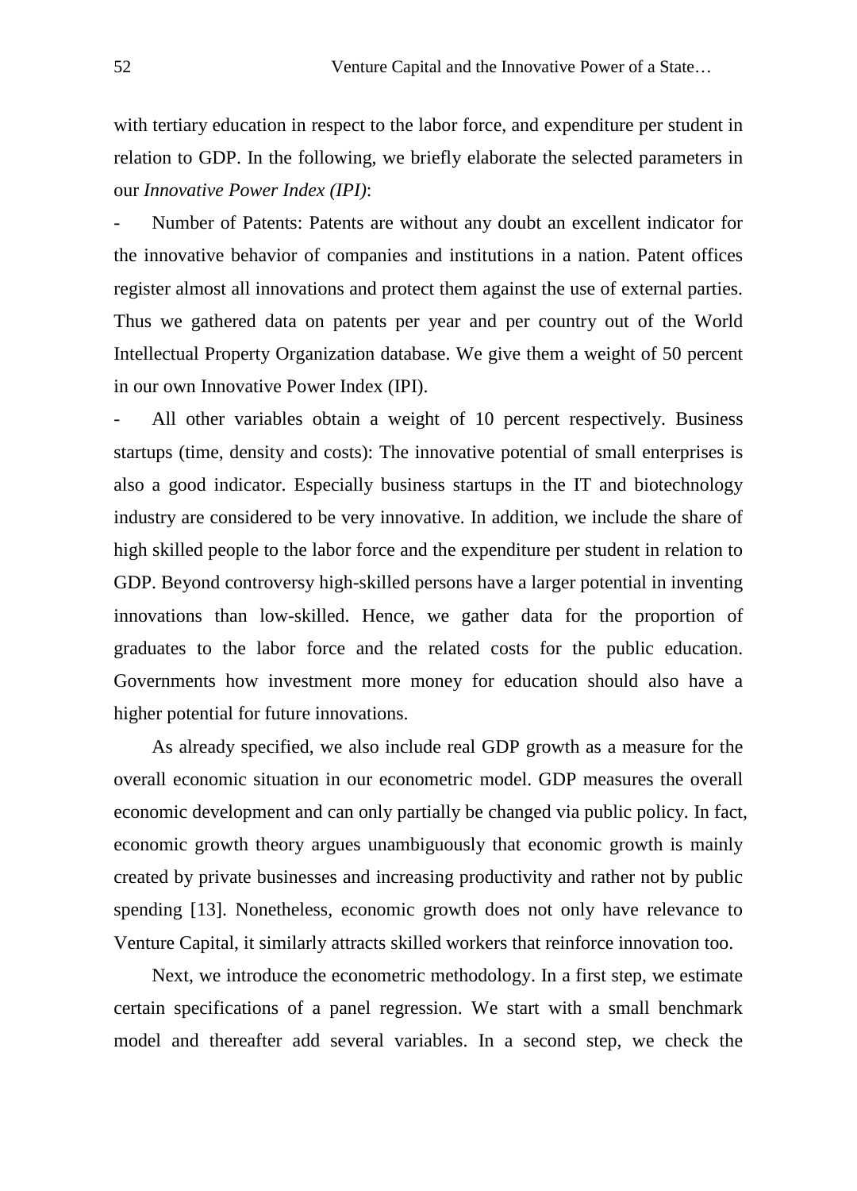with tertiary education in respect to the labor force, and expenditure per student in relation to GDP. In the following, we briefly elaborate the selected parameters in our *Innovative Power Index (IPI)*:

- Number of Patents: Patents are without any doubt an excellent indicator for the innovative behavior of companies and institutions in a nation. Patent offices register almost all innovations and protect them against the use of external parties. Thus we gathered data on patents per year and per country out of the World Intellectual Property Organization database. We give them a weight of 50 percent in our own Innovative Power Index (IPI).
- All other variables obtain a weight of 10 percent respectively. Business startups (time, density and costs): The innovative potential of small enterprises is also a good indicator. Especially business startups in the IT and biotechnology industry are considered to be very innovative. In addition, we include the share of high skilled people to the labor force and the expenditure per student in relation to GDP. Beyond controversy high-skilled persons have a larger potential in inventing innovations than low-skilled. Hence, we gather data for the proportion of graduates to the labor force and the related costs for the public education. Governments how investment more money for education should also have a higher potential for future innovations.

As already specified, we also include real GDP growth as a measure for the overall economic situation in our econometric model. GDP measures the overall economic development and can only partially be changed via public policy. In fact, economic growth theory argues unambiguously that economic growth is mainly created by private businesses and increasing productivity and rather not by public spending [13]. Nonetheless, economic growth does not only have relevance to Venture Capital, it similarly attracts skilled workers that reinforce innovation too.

Next, we introduce the econometric methodology. In a first step, we estimate certain specifications of a panel regression. We start with a small benchmark model and thereafter add several variables. In a second step, we check the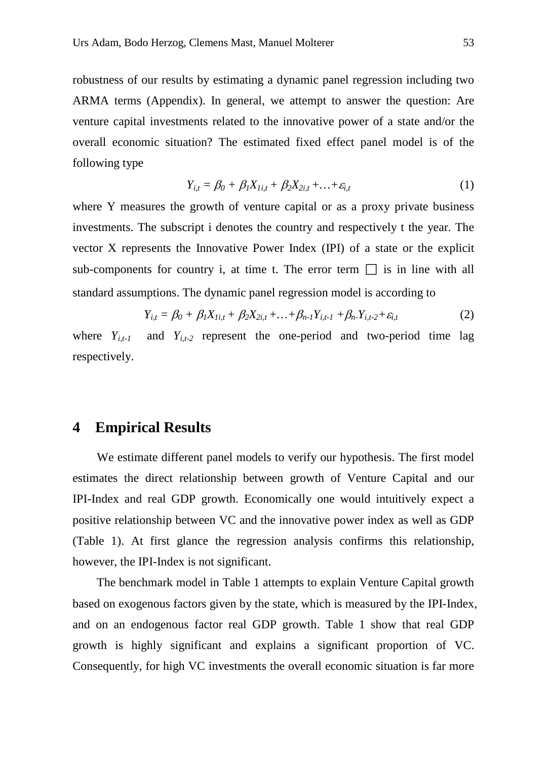robustness of our results by estimating a dynamic panel regression including two ARMA terms (Appendix). In general, we attempt to answer the question: Are venture capital investments related to the innovative power of a state and/or the overall economic situation? The estimated fixed effect panel model is of the following type

$$Y_{i,t} = \beta_0 + \beta_1 X_{1i,t} + \beta_2 X_{2i,t} + \ldots + \varepsilon_{i,t} \tag{1}$$

where Y measures the growth of venture capital or as a proxy private business investments. The subscript i denotes the country and respectively t the year. The vector X represents the Innovative Power Index (IPI) of a state or the explicit sub-components for country i, at time t. The error term □ is in line with all standard assumptions. The dynamic panel regression model is according to

$$Y_{i,t} = \beta_0 + \beta_1 X_{1i,t} + \beta_2 X_{2i,t} + \ldots + \beta_{n-1} Y_{i,t-1} + \beta_{n-} Y_{i,t-2} + \varepsilon_{i,t} \tag{2}$$

where $Y_{i,t-1}$ and $Y_{i,t-2}$ represent the one-period and two-period time lag respectively.

## 4 Empirical Results

We estimate different panel models to verify our hypothesis. The first model estimates the direct relationship between growth of Venture Capital and our IPI-Index and real GDP growth. Economically one would intuitively expect a positive relationship between VC and the innovative power index as well as GDP (Table 1). At first glance the regression analysis confirms this relationship, however, the IPI-Index is not significant.

The benchmark model in Table 1 attempts to explain Venture Capital growth based on exogenous factors given by the state, which is measured by the IPI-Index, and on an endogenous factor real GDP growth. Table 1 show that real GDP growth is highly significant and explains a significant proportion of VC. Consequently, for high VC investments the overall economic situation is far more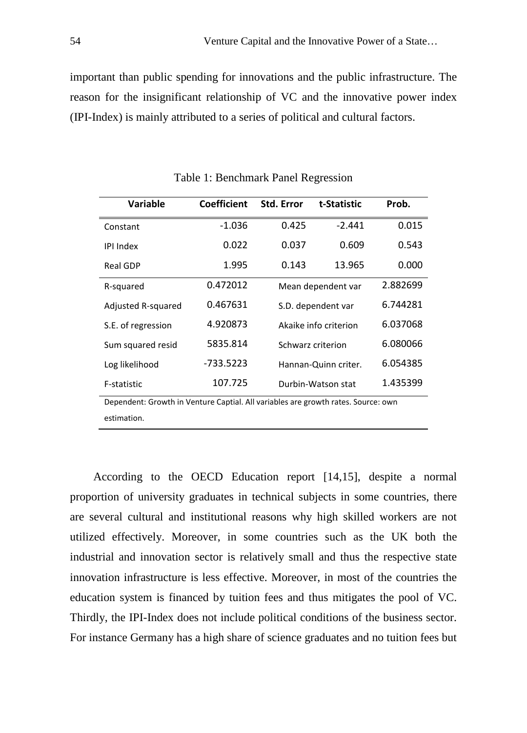important than public spending for innovations and the public infrastructure. The reason for the insignificant relationship of VC and the innovative power index (IPI-Index) is mainly attributed to a series of political and cultural factors.

Table 1: Benchmark Panel Regression

| Variable | Coefficient | Std. Error | t-Statistic | Prob. |
|---|---|---|---|---|
| Constant | -1.036 | 0.425 | -2.441 | 0.015 |
| IPI Index | 0.022 | 0.037 | 0.609 | 0.543 |
| Real GDP | 1.995 | 0.143 | 13.965 | 0.000 |
| R-squared | 0.472012 | Mean dependent var | | 2.882699 |
| Adjusted R-squared | 0.467631 | S.D. dependent var | | 6.744281 |
| S.E. of regression | 4.920873 | Akaike info criterion | | 6.037068 |
| Sum squared resid | 5835.814 | Schwarz criterion | | 6.080066 |
| Log likelihood | -733.5223 | Hannan-Quinn criter. | | 6.054385 |
| F-statistic | 107.725 | Durbin-Watson stat | | 1.435399 |

Dependent: Growth in Venture Captial. All variables are growth rates. Source: own estimation.

According to the OECD Education report [14,15], despite a normal proportion of university graduates in technical subjects in some countries, there are several cultural and institutional reasons why high skilled workers are not utilized effectively. Moreover, in some countries such as the UK both the industrial and innovation sector is relatively small and thus the respective state innovation infrastructure is less effective. Moreover, in most of the countries the education system is financed by tuition fees and thus mitigates the pool of VC. Thirdly, the IPI-Index does not include political conditions of the business sector. For instance Germany has a high share of science graduates and no tuition fees but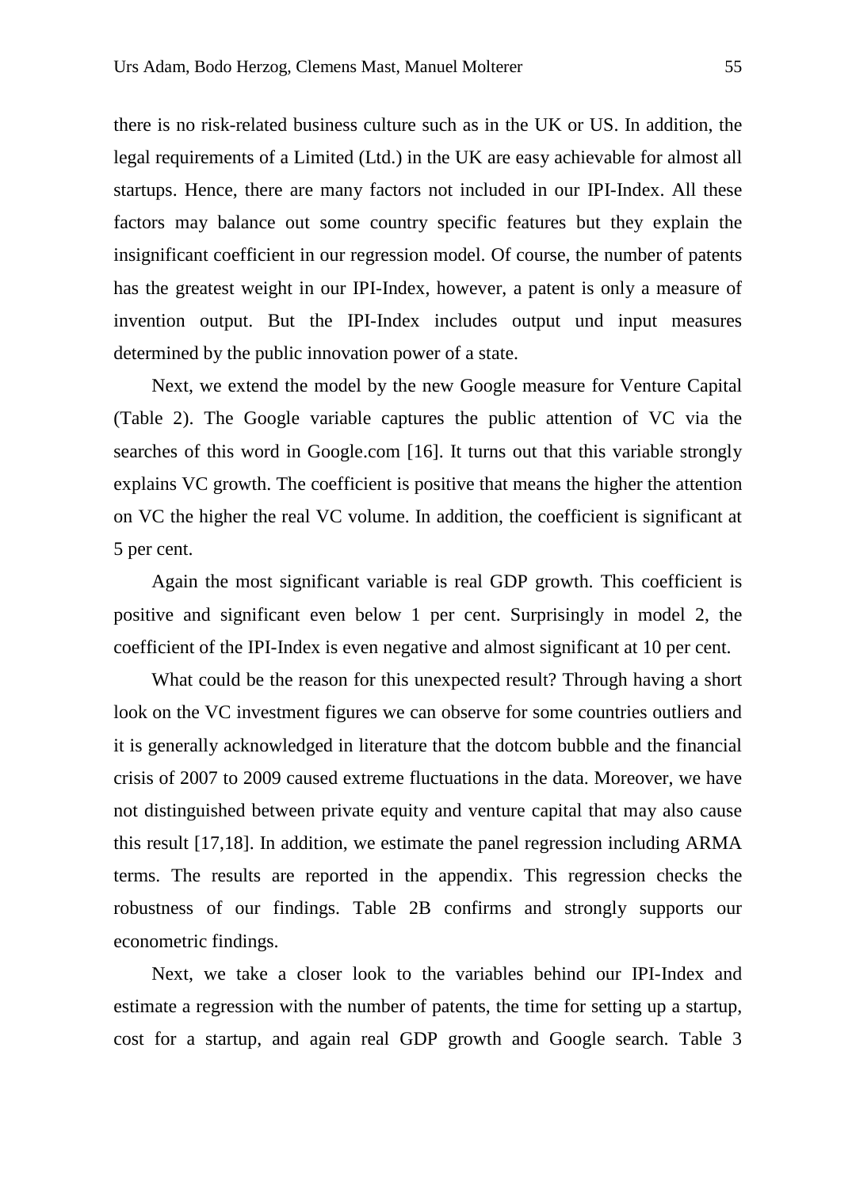there is no risk-related business culture such as in the UK or US. In addition, the legal requirements of a Limited (Ltd.) in the UK are easy achievable for almost all startups. Hence, there are many factors not included in our IPI-Index. All these factors may balance out some country specific features but they explain the insignificant coefficient in our regression model. Of course, the number of patents has the greatest weight in our IPI-Index, however, a patent is only a measure of invention output. But the IPI-Index includes output und input measures determined by the public innovation power of a state.

Next, we extend the model by the new Google measure for Venture Capital (Table 2). The Google variable captures the public attention of VC via the searches of this word in Google.com [16]. It turns out that this variable strongly explains VC growth. The coefficient is positive that means the higher the attention on VC the higher the real VC volume. In addition, the coefficient is significant at 5 per cent.

Again the most significant variable is real GDP growth. This coefficient is positive and significant even below 1 per cent. Surprisingly in model 2, the coefficient of the IPI-Index is even negative and almost significant at 10 per cent.

What could be the reason for this unexpected result? Through having a short look on the VC investment figures we can observe for some countries outliers and it is generally acknowledged in literature that the dotcom bubble and the financial crisis of 2007 to 2009 caused extreme fluctuations in the data. Moreover, we have not distinguished between private equity and venture capital that may also cause this result [17,18]. In addition, we estimate the panel regression including ARMA terms. The results are reported in the appendix. This regression checks the robustness of our findings. Table 2B confirms and strongly supports our econometric findings.

Next, we take a closer look to the variables behind our IPI-Index and estimate a regression with the number of patents, the time for setting up a startup, cost for a startup, and again real GDP growth and Google search. Table 3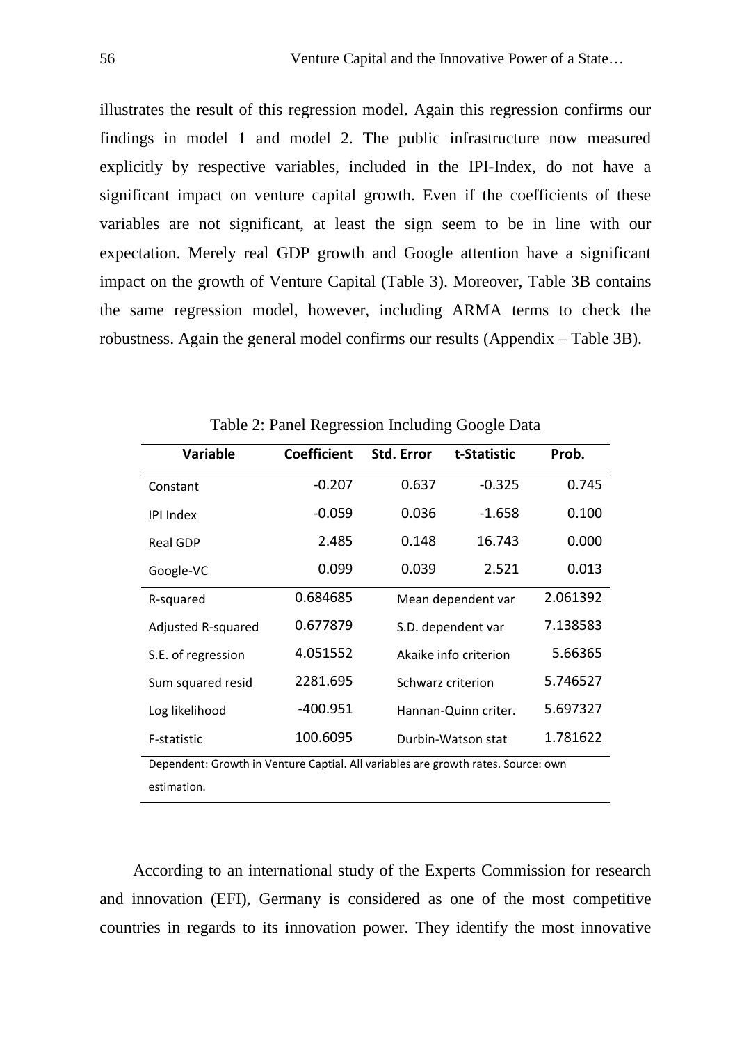illustrates the result of this regression model. Again this regression confirms our findings in model 1 and model 2. The public infrastructure now measured explicitly by respective variables, included in the IPI-Index, do not have a significant impact on venture capital growth. Even if the coefficients of these variables are not significant, at least the sign seem to be in line with our expectation. Merely real GDP growth and Google attention have a significant impact on the growth of Venture Capital (Table 3). Moreover, Table 3B contains the same regression model, however, including ARMA terms to check the robustness. Again the general model confirms our results (Appendix – Table 3B).

Table 2: Panel Regression Including Google Data

| Variable | Coefficient | Std. Error | t-Statistic | Prob. |
|---|---|---|---|---|
| Constant | -0.207 | 0.637 | -0.325 | 0.745 |
| IPI Index | -0.059 | 0.036 | -1.658 | 0.100 |
| Real GDP | 2.485 | 0.148 | 16.743 | 0.000 |
| Google-VC | 0.099 | 0.039 | 2.521 | 0.013 |
| R-squared | 0.684685 | Mean dependent var | | 2.061392 |
| Adjusted R-squared | 0.677879 | S.D. dependent var | | 7.138583 |
| S.E. of regression | 4.051552 | Akaike info criterion | | 5.66365 |
| Sum squared resid | 2281.695 | Schwarz criterion | | 5.746527 |
| Log likelihood | -400.951 | Hannan-Quinn criter. | | 5.697327 |
| F-statistic | 100.6095 | Durbin-Watson stat | | 1.781622 |

Dependent: Growth in Venture Captial. All variables are growth rates. Source: own estimation.

According to an international study of the Experts Commission for research and innovation (EFI), Germany is considered as one of the most competitive countries in regards to its innovation power. They identify the most innovative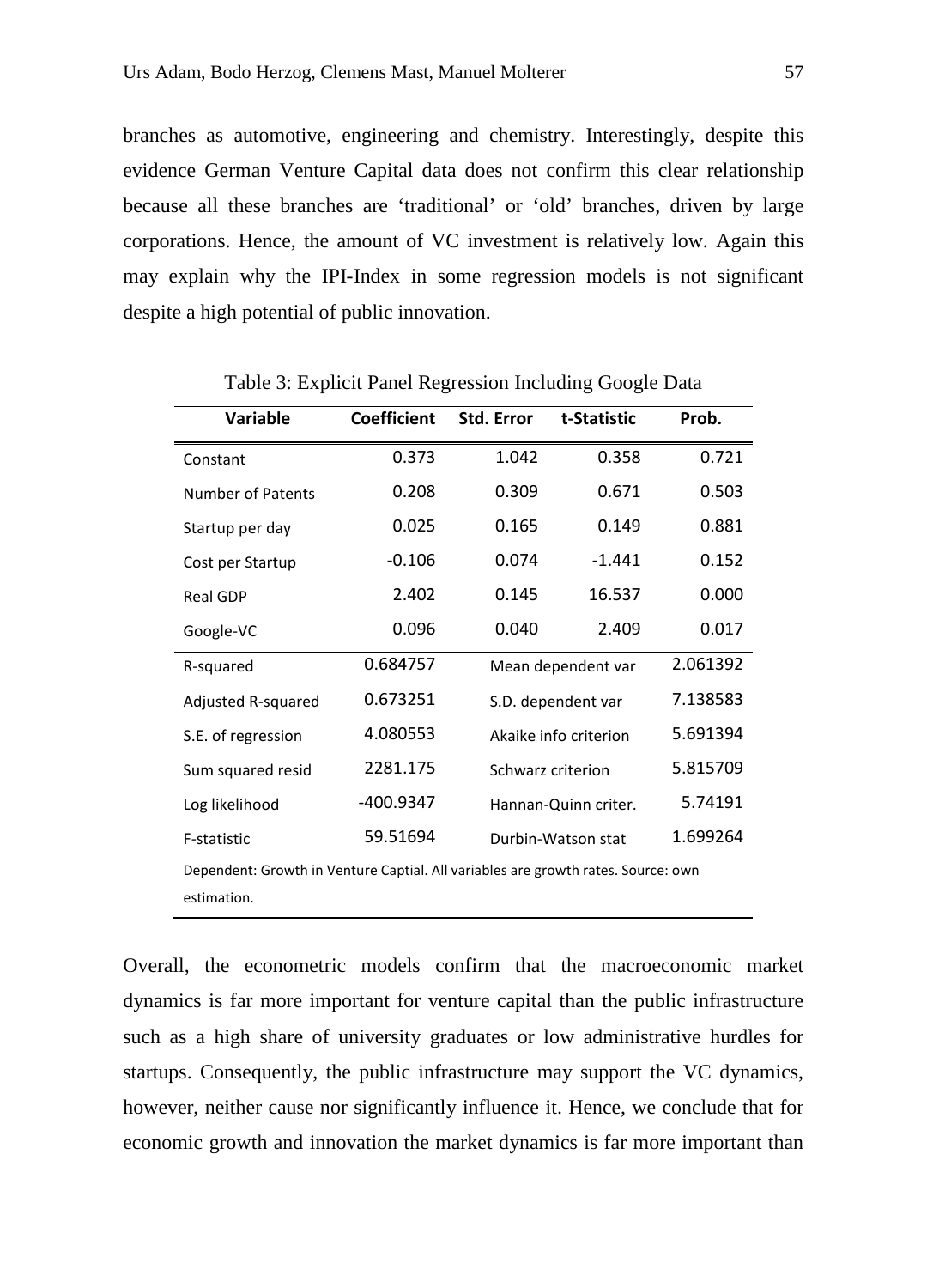branches as automotive, engineering and chemistry. Interestingly, despite this evidence German Venture Capital data does not confirm this clear relationship because all these branches are 'traditional' or 'old' branches, driven by large corporations. Hence, the amount of VC investment is relatively low. Again this may explain why the IPI-Index in some regression models is not significant despite a high potential of public innovation.

Table 3: Explicit Panel Regression Including Google Data

| Variable | Coefficient | Std. Error | t-Statistic | Prob. |
|---|---|---|---|---|
| Constant | 0.373 | 1.042 | 0.358 | 0.721 |
| Number of Patents | 0.208 | 0.309 | 0.671 | 0.503 |
| Startup per day | 0.025 | 0.165 | 0.149 | 0.881 |
| Cost per Startup | -0.106 | 0.074 | -1.441 | 0.152 |
| Real GDP | 2.402 | 0.145 | 16.537 | 0.000 |
| Google-VC | 0.096 | 0.040 | 2.409 | 0.017 |
| R-squared | 0.684757 | Mean dependent var | | 2.061392 |
| Adjusted R-squared | 0.673251 | S.D. dependent var | | 7.138583 |
| S.E. of regression | 4.080553 | Akaike info criterion | | 5.691394 |
| Sum squared resid | 2281.175 | Schwarz criterion | | 5.815709 |
| Log likelihood | -400.9347 | Hannan-Quinn criter. | | 5.74191 |
| F-statistic | 59.51694 | Durbin-Watson stat | | 1.699264 |

Dependent: Growth in Venture Captial. All variables are growth rates. Source: own estimation.

Overall, the econometric models confirm that the macroeconomic market dynamics is far more important for venture capital than the public infrastructure such as a high share of university graduates or low administrative hurdles for startups. Consequently, the public infrastructure may support the VC dynamics, however, neither cause nor significantly influence it. Hence, we conclude that for economic growth and innovation the market dynamics is far more important than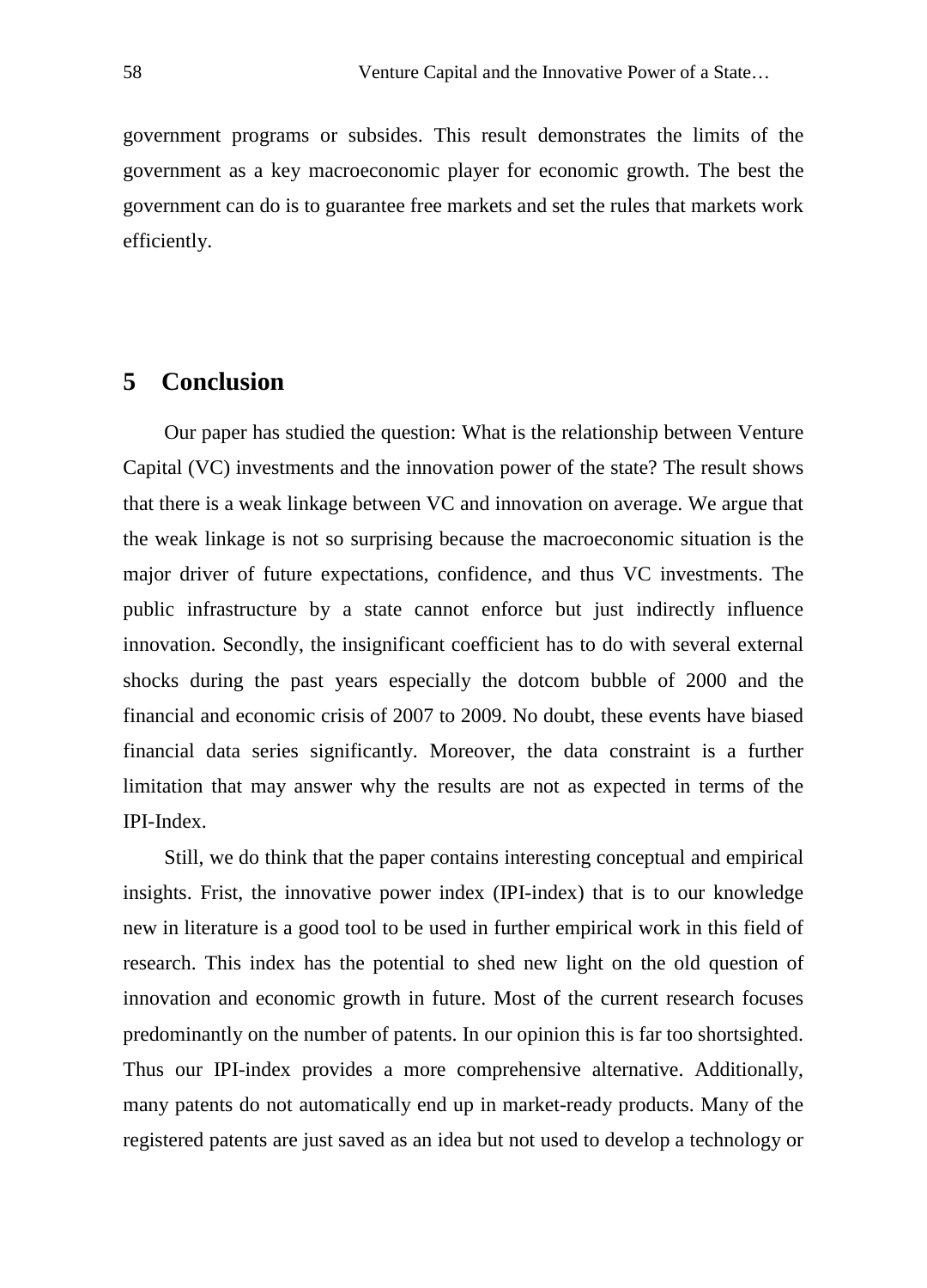government programs or subsides. This result demonstrates the limits of the government as a key macroeconomic player for economic growth. The best the government can do is to guarantee free markets and set the rules that markets work efficiently.

## 5 Conclusion

Our paper has studied the question: What is the relationship between Venture Capital (VC) investments and the innovation power of the state? The result shows that there is a weak linkage between VC and innovation on average. We argue that the weak linkage is not so surprising because the macroeconomic situation is the major driver of future expectations, confidence, and thus VC investments. The public infrastructure by a state cannot enforce but just indirectly influence innovation. Secondly, the insignificant coefficient has to do with several external shocks during the past years especially the dotcom bubble of 2000 and the financial and economic crisis of 2007 to 2009. No doubt, these events have biased financial data series significantly. Moreover, the data constraint is a further limitation that may answer why the results are not as expected in terms of the IPI-Index.

Still, we do think that the paper contains interesting conceptual and empirical insights. Frist, the innovative power index (IPI-index) that is to our knowledge new in literature is a good tool to be used in further empirical work in this field of research. This index has the potential to shed new light on the old question of innovation and economic growth in future. Most of the current research focuses predominantly on the number of patents. In our opinion this is far too shortsighted. Thus our IPI-index provides a more comprehensive alternative. Additionally, many patents do not automatically end up in market-ready products. Many of the registered patents are just saved as an idea but not used to develop a technology or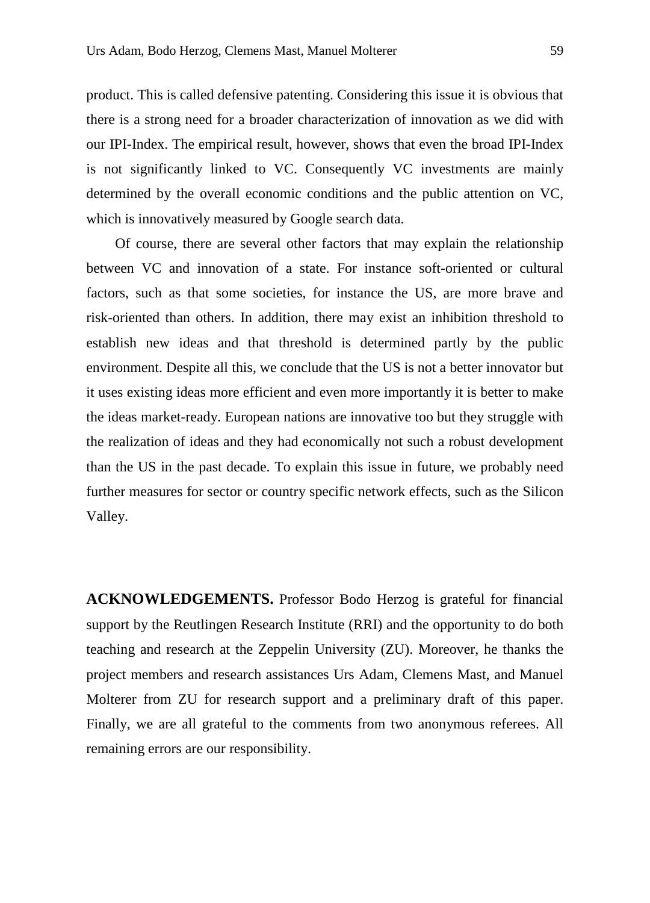product. This is called defensive patenting. Considering this issue it is obvious that there is a strong need for a broader characterization of innovation as we did with our IPI-Index. The empirical result, however, shows that even the broad IPI-Index is not significantly linked to VC. Consequently VC investments are mainly determined by the overall economic conditions and the public attention on VC, which is innovatively measured by Google search data.

Of course, there are several other factors that may explain the relationship between VC and innovation of a state. For instance soft-oriented or cultural factors, such as that some societies, for instance the US, are more brave and risk-oriented than others. In addition, there may exist an inhibition threshold to establish new ideas and that threshold is determined partly by the public environment. Despite all this, we conclude that the US is not a better innovator but it uses existing ideas more efficient and even more importantly it is better to make the ideas market-ready. European nations are innovative too but they struggle with the realization of ideas and they had economically not such a robust development than the US in the past decade. To explain this issue in future, we probably need further measures for sector or country specific network effects, such as the Silicon Valley.

**ACKNOWLEDGEMENTS.** Professor Bodo Herzog is grateful for financial support by the Reutlingen Research Institute (RRI) and the opportunity to do both teaching and research at the Zeppelin University (ZU). Moreover, he thanks the project members and research assistances Urs Adam, Clemens Mast, and Manuel Molterer from ZU for research support and a preliminary draft of this paper. Finally, we are all grateful to the comments from two anonymous referees. All remaining errors are our responsibility.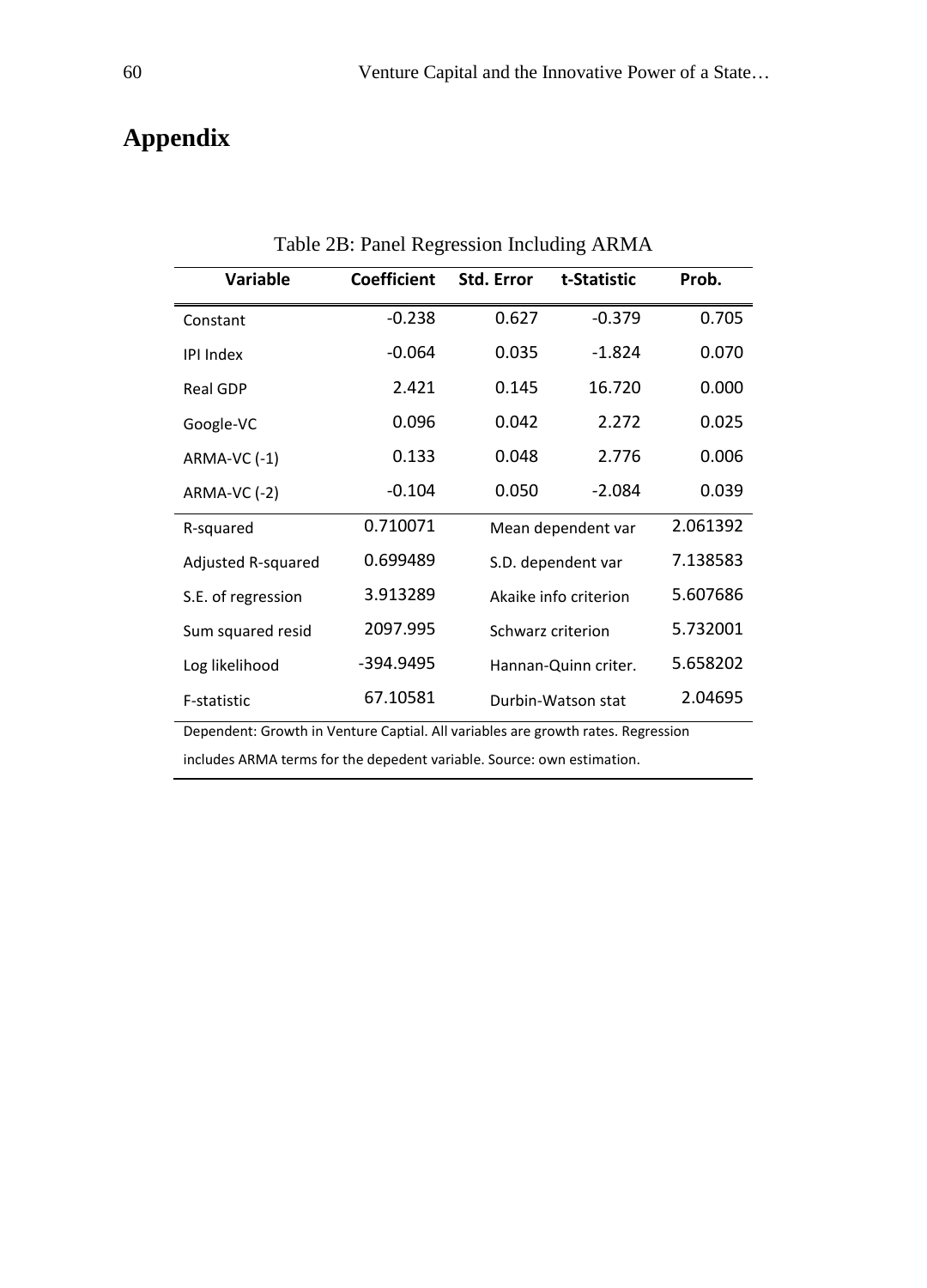# Appendix

Table 2B: Panel Regression Including ARMA

| Variable | Coefficient | Std. Error | t-Statistic | Prob. |
|---|---|---|---|---|
| Constant | -0.238 | 0.627 | -0.379 | 0.705 |
| IPI Index | -0.064 | 0.035 | -1.824 | 0.070 |
| Real GDP | 2.421 | 0.145 | 16.720 | 0.000 |
| Google-VC | 0.096 | 0.042 | 2.272 | 0.025 |
| ARMA-VC (-1) | 0.133 | 0.048 | 2.776 | 0.006 |
| ARMA-VC (-2) | -0.104 | 0.050 | -2.084 | 0.039 |
| R-squared | 0.710071 | Mean dependent var | | 2.061392 |
| Adjusted R-squared | 0.699489 | S.D. dependent var | | 7.138583 |
| S.E. of regression | 3.913289 | Akaike info criterion | | 5.607686 |
| Sum squared resid | 2097.995 | Schwarz criterion | | 5.732001 |
| Log likelihood | -394.9495 | Hannan-Quinn criter. | | 5.658202 |
| F-statistic | 67.10581 | Durbin-Watson stat | | 2.04695 |

Dependent: Growth in Venture Captial. All variables are growth rates. Regression includes ARMA terms for the depedent variable. Source: own estimation.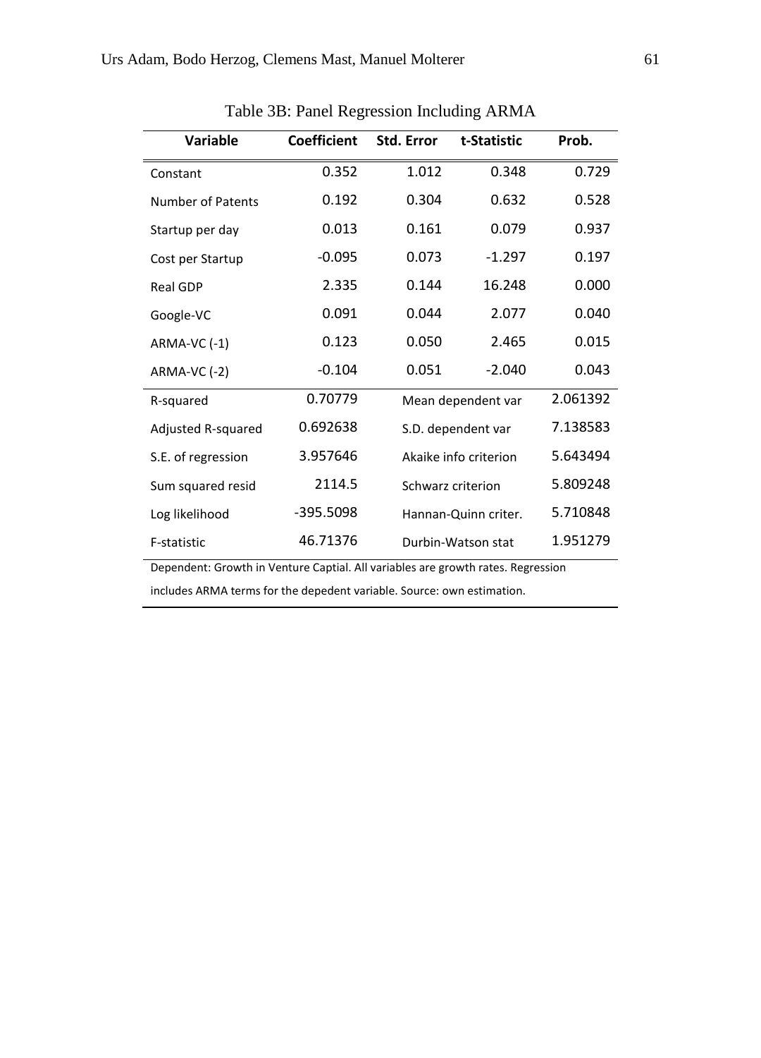Table 3B: Panel Regression Including ARMA

| Variable | Coefficient | Std. Error | t-Statistic | Prob. |
|---|---|---|---|---|
| Constant | 0.352 | 1.012 | 0.348 | 0.729 |
| Number of Patents | 0.192 | 0.304 | 0.632 | 0.528 |
| Startup per day | 0.013 | 0.161 | 0.079 | 0.937 |
| Cost per Startup | -0.095 | 0.073 | -1.297 | 0.197 |
| Real GDP | 2.335 | 0.144 | 16.248 | 0.000 |
| Google-VC | 0.091 | 0.044 | 2.077 | 0.040 |
| ARMA-VC (-1) | 0.123 | 0.050 | 2.465 | 0.015 |
| ARMA-VC (-2) | -0.104 | 0.051 | -2.040 | 0.043 |
| R-squared | 0.70779 | Mean dependent var | | 2.061392 |
| Adjusted R-squared | 0.692638 | S.D. dependent var | | 7.138583 |
| S.E. of regression | 3.957646 | Akaike info criterion | | 5.643494 |
| Sum squared resid | 2114.5 | Schwarz criterion | | 5.809248 |
| Log likelihood | -395.5098 | Hannan-Quinn criter. | | 5.710848 |
| F-statistic | 46.71376 | Durbin-Watson stat | | 1.951279 |

Dependent: Growth in Venture Captial. All variables are growth rates. Regression includes ARMA terms for the depedent variable. Source: own estimation.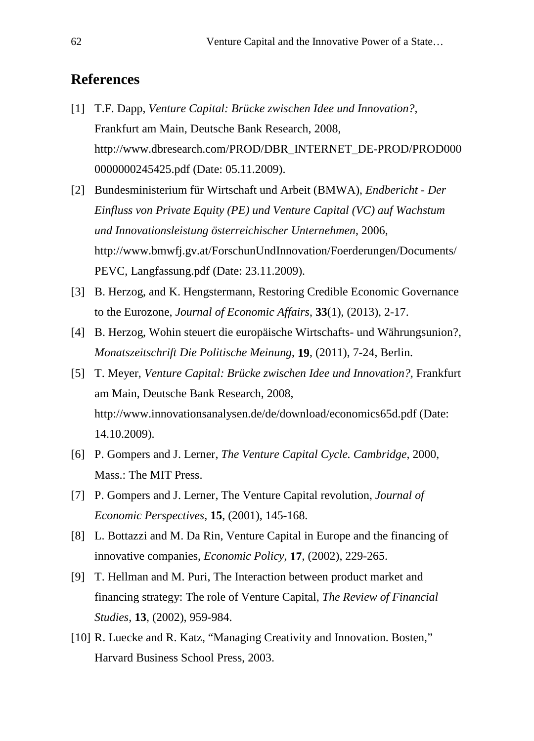## References

[1] T.F. Dapp, *Venture Capital: Brücke zwischen Idee und Innovation?*, Frankfurt am Main, Deutsche Bank Research, 2008, http://www.dbresearch.com/PROD/DBR_INTERNET_DE-PROD/PROD0000000000245425.pdf (Date: 05.11.2009).

[2] Bundesministerium für Wirtschaft und Arbeit (BMWA), *Endbericht - Der Einfluss von Private Equity (PE) und Venture Capital (VC) auf Wachstum und Innovationsleistung österreichischer Unternehmen*, 2006, http://www.bmwfj.gv.at/ForschunUndInnovation/Foerderungen/Documents/PEVC, Langfassung.pdf (Date: 23.11.2009).

[3] B. Herzog, and K. Hengstermann, Restoring Credible Economic Governance to the Eurozone, *Journal of Economic Affairs*, **33**(1), (2013), 2-17.

[4] B. Herzog, Wohin steuert die europäische Wirtschafts- und Währungsunion?, *Monatszeitschrift Die Politische Meinung*, **19**, (2011), 7-24, Berlin.

[5] T. Meyer, *Venture Capital: Brücke zwischen Idee und Innovation?*, Frankfurt am Main, Deutsche Bank Research, 2008, http://www.innovationsanalysen.de/de/download/economics65d.pdf (Date: 14.10.2009).

[6] P. Gompers and J. Lerner, *The Venture Capital Cycle. Cambridge*, 2000, Mass.: The MIT Press.

[7] P. Gompers and J. Lerner, The Venture Capital revolution, *Journal of Economic Perspectives*, **15**, (2001), 145-168.

[8] L. Bottazzi and M. Da Rin, Venture Capital in Europe and the financing of innovative companies, *Economic Policy*, **17**, (2002), 229-265.

[9] T. Hellman and M. Puri, The Interaction between product market and financing strategy: The role of Venture Capital, *The Review of Financial Studies*, **13**, (2002), 959-984.

[10] R. Luecke and R. Katz, "Managing Creativity and Innovation. Bosten," Harvard Business School Press, 2003.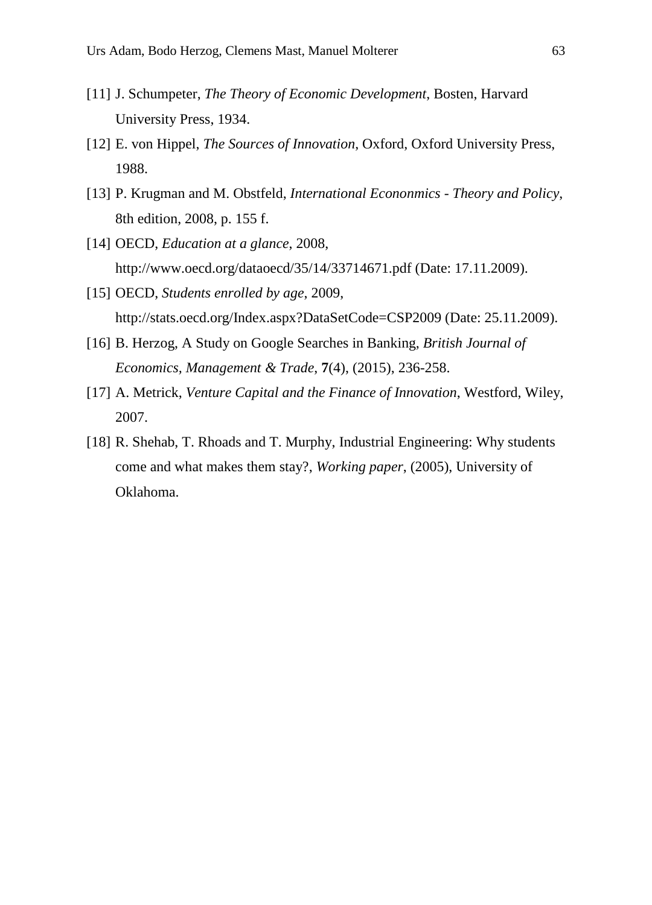[11] J. Schumpeter, *The Theory of Economic Development*, Bosten, Harvard University Press, 1934.

[12] E. von Hippel, *The Sources of Innovation*, Oxford, Oxford University Press, 1988.

[13] P. Krugman and M. Obstfeld, *International Econonmics - Theory and Policy*, 8th edition, 2008, p. 155 f.

[14] OECD, *Education at a glance*, 2008, http://www.oecd.org/dataoecd/35/14/33714671.pdf (Date: 17.11.2009).

[15] OECD, *Students enrolled by age*, 2009, http://stats.oecd.org/Index.aspx?DataSetCode=CSP2009 (Date: 25.11.2009).

[16] B. Herzog, A Study on Google Searches in Banking, *British Journal of Economics, Management & Trade*, **7**(4), (2015), 236-258.

[17] A. Metrick, *Venture Capital and the Finance of Innovation*, Westford, Wiley, 2007.

[18] R. Shehab, T. Rhoads and T. Murphy, Industrial Engineering: Why students come and what makes them stay?, *Working paper*, (2005), University of Oklahoma.